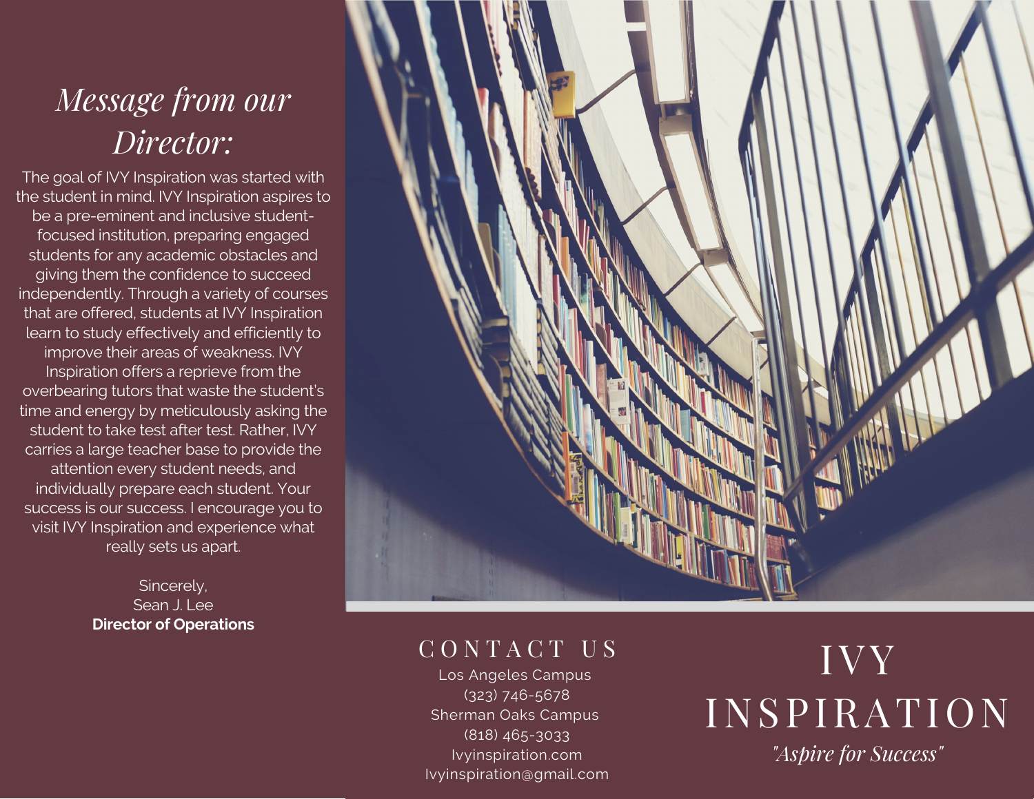# Message from our Director:

The goal of IVY Inspiration was started with the student in mind. IVY Inspiration aspires to be a pre-eminent and inclusive student-focused institution, preparing engaged students for any academic obstacles and giving them the confidence to succeed independently. Through a variety of courses that are offered, students at IVY Inspiration learn to study effectively and efficiently to improve their areas of weakness. IVY Inspiration offers a reprieve from the overbearing tutors that waste the student's time and energy by meticulously asking the student to take test after test. Rather, IVY carries a large teacher base to provide the attention every student needs, and individually prepare each student. Your success is our success. I encourage you to visit IVY Inspiration and experience what really sets us apart.

Sincerely,
Sean J. Lee
**Director of Operations**

## CONTACT US

Los Angeles Campus
(323) 746-5678
Sherman Oaks Campus
(818) 465-3033
Ivyinspiration.com
Ivyinspiration@gmail.com

# IVY INSPIRATION

*"Aspire for Success"*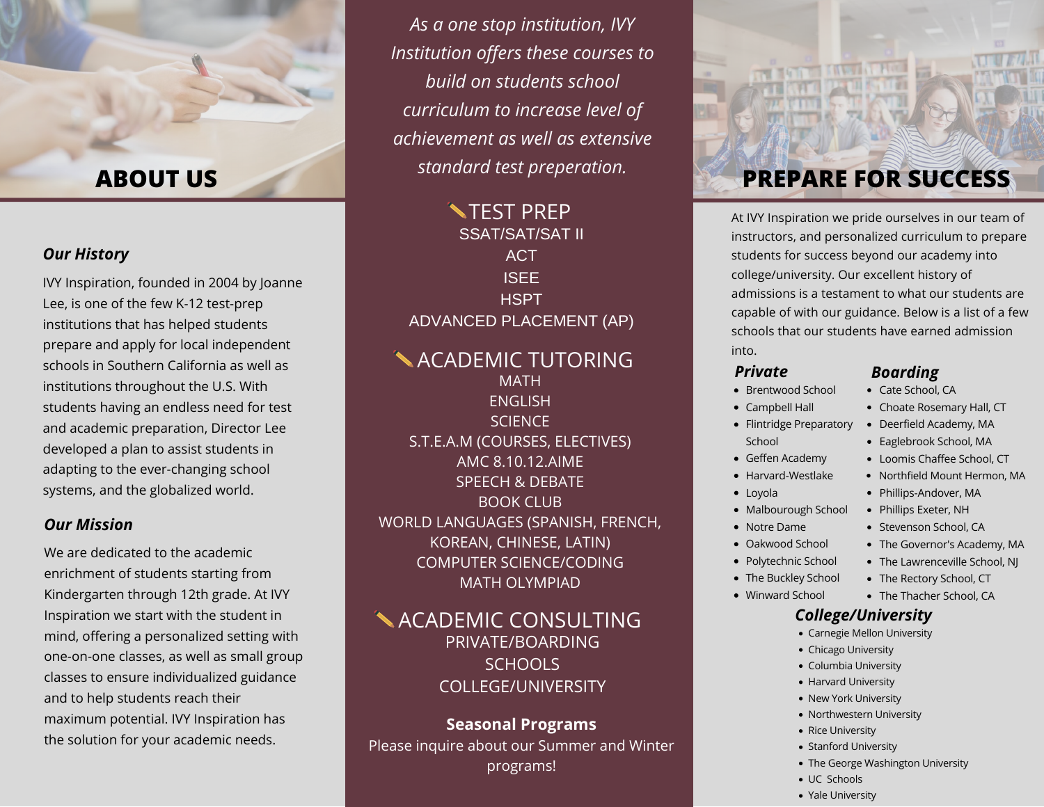# ABOUT US

### *Our History*

IVY Inspiration, founded in 2004 by Joanne Lee, is one of the few K-12 test-prep institutions that has helped students prepare and apply for local independent schools in Southern California as well as institutions throughout the U.S. With students having an endless need for test and academic preparation, Director Lee developed a plan to assist students in adapting to the ever-changing school systems, and the globalized world.

### *Our Mission*

We are dedicated to the academic enrichment of students starting from Kindergarten through 12th grade. At IVY Inspiration we start with the student in mind, offering a personalized setting with one-on-one classes, as well as small group classes to ensure individualized guidance and to help students reach their maximum potential. IVY Inspiration has the solution for your academic needs.

*As a one stop institution, IVY Institution offers these courses to build on students school curriculum to increase level of achievement as well as extensive standard test preperation.*

## ✏️TEST PREP

SSAT/SAT/SAT II
ACT
ISEE
HSPT
ADVANCED PLACEMENT (AP)

## ✏️ACADEMIC TUTORING

MATH
ENGLISH
SCIENCE
S.T.E.A.M (COURSES, ELECTIVES)
AMC 8.10.12.AIME
SPEECH & DEBATE
BOOK CLUB
WORLD LANGUAGES (SPANISH, FRENCH, KOREAN, CHINESE, LATIN)
COMPUTER SCIENCE/CODING
MATH OLYMPIAD

## ✏️ACADEMIC CONSULTING

PRIVATE/BOARDING SCHOOLS
COLLEGE/UNIVERSITY

**Seasonal Programs**

Please inquire about our Summer and Winter programs!

# PREPARE FOR SUCCESS

At IVY Inspiration we pride ourselves in our team of instructors, and personalized curriculum to prepare students for success beyond our academy into college/university. Our excellent history of admissions is a testament to what our students are capable of with our guidance. Below is a list of a few schools that our students have earned admission into.

### *Private*

- Brentwood School
- Campbell Hall
- Flintridge Preparatory School
- Geffen Academy
- Harvard-Westlake
- Loyola
- Malbourough School
- Notre Dame
- Oakwood School
- Polytechnic School
- The Buckley School
- Winward School

### *Boarding*

- Cate School, CA
- Choate Rosemary Hall, CT
- Deerfield Academy, MA
- Eaglebrook School, MA
- Loomis Chaffee School, CT
- Northfield Mount Hermon, MA
- Phillips-Andover, MA
- Phillips Exeter, NH
- Stevenson School, CA
- The Governor's Academy, MA
- The Lawrenceville School, NJ
- The Rectory School, CT
- The Thacher School, CA

### *College/University*

- Carnegie Mellon University
- Chicago University
- Columbia University
- Harvard University
- New York University
- Northwestern University
- Rice University
- Stanford University
- The George Washington University
- UC Schools
- Yale University